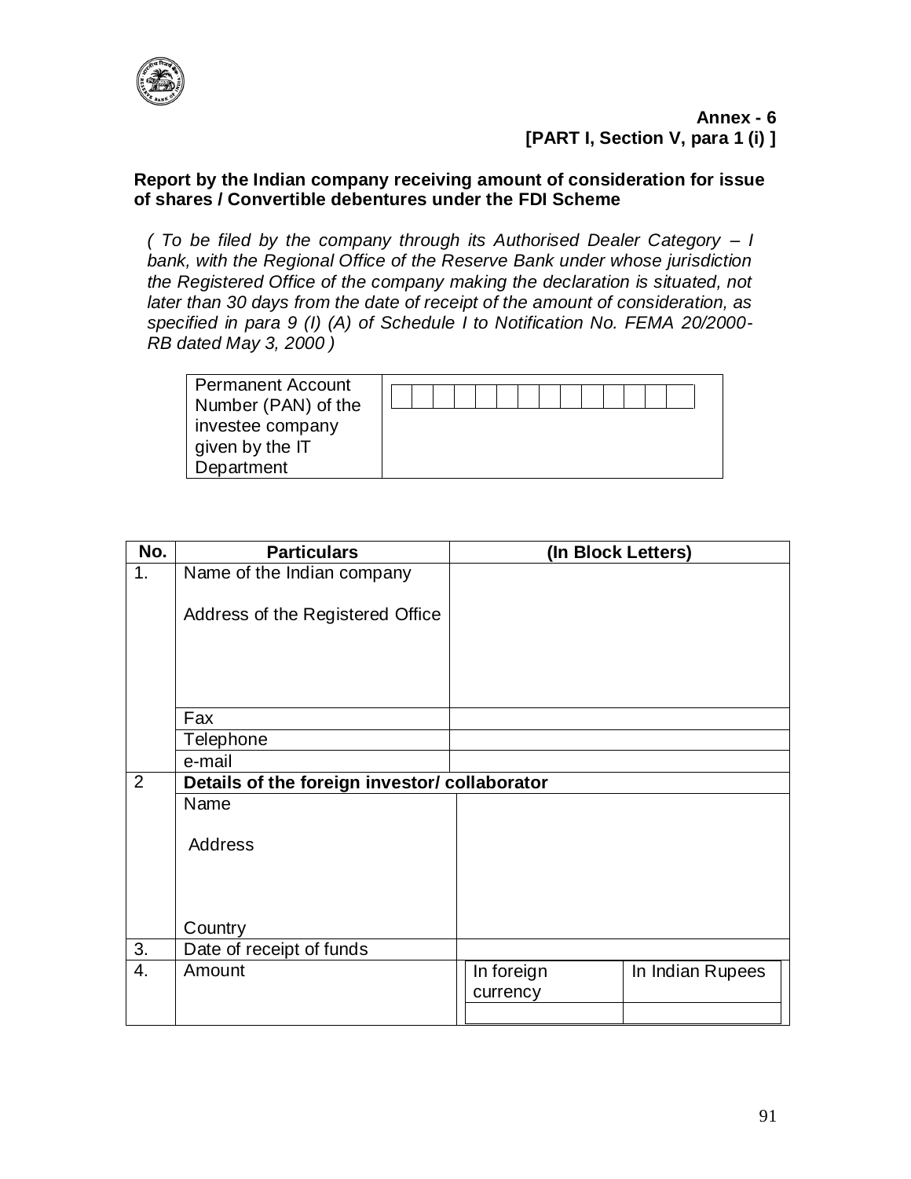**Annex - 6**
**[PART I, Section V, para 1 (i) ]**

**Report by the Indian company receiving amount of consideration for issue of shares / Convertible debentures under the FDI Scheme**

*( To be filed by the company through its Authorised Dealer Category – I bank, with the Regional Office of the Reserve Bank under whose jurisdiction the Registered Office of the company making the declaration is situated, not later than 30 days from the date of receipt of the amount of consideration, as specified in para 9 (I) (A) of Schedule I to Notification No. FEMA 20/2000-RB dated May 3, 2000 )*

| Permanent Account Number (PAN) of the investee company given by the IT Department | |
|---|---|

| No. | Particulars | (In Block Letters) | |
|---|---|---|---|
| 1. | Name of the Indian company<br><br>Address of the Registered Office | | |
| | Fax | | |
| | Telephone | | |
| | e-mail | | |
| 2 | **Details of the foreign investor/ collaborator** | | |
| | Name<br><br>Address<br><br>Country | | |
| 3. | Date of receipt of funds | | |
| 4. | Amount | In foreign currency | In Indian Rupees |
| | | | |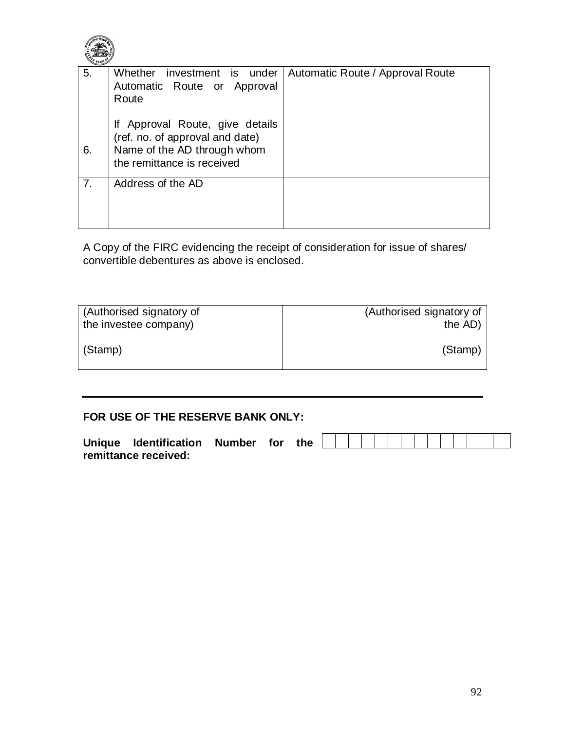| | | |
|---|---|---|
| 5. | Whether investment is under Automatic Route or Approval Route<br><br>If Approval Route, give details (ref. no. of approval and date) | Automatic Route / Approval Route |
| 6. | Name of the AD through whom the remittance is received | |
| 7. | Address of the AD | |

A Copy of the FIRC evidencing the receipt of consideration for issue of shares/ convertible debentures as above is enclosed.

| | |
|---|---|
| (Authorised signatory of the investee company)<br><br>(Stamp) | (Authorised signatory of the AD)<br><br>(Stamp) |

---

**FOR USE OF THE RESERVE BANK ONLY:**

**Unique Identification Number for the remittance received:**

| | | | | | | | | | | | | | |
|---|---|---|---|---|---|---|---|---|---|---|---|---|---|
| | | | | | | | | | | | | | |